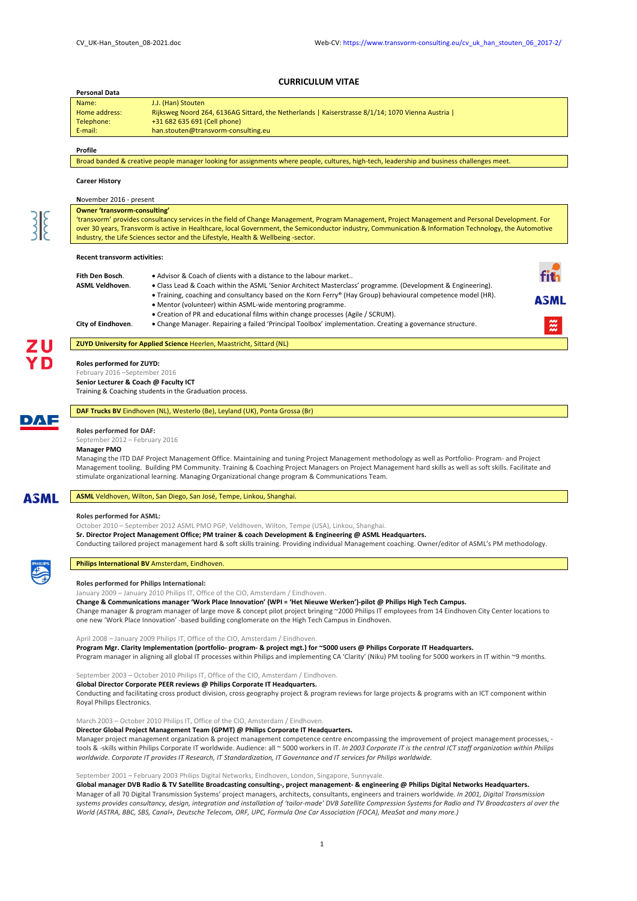CV_UK-Han_Stouten_08-2021.doc

Web-CV: https://www.transvorm-consulting.eu/cv_uk_han_stouten_06_2017-2/

# CURRICULUM VITAE

**Personal Data**

| | |
|---|---|
| Name: | J.J. (Han) Stouten |
| Home address: | Rijksweg Noord 264, 6136AG Sittard, the Netherlands \| Kaiserstrasse 8/1/14; 1070 Vienna Austria \| |
| Telephone: | +31 682 635 691 (Cell phone) |
| E-mail: | han.stouten@transvorm-consulting.eu |

**Profile**

Broad banded & creative people manager looking for assignments where people, cultures, high-tech, leadership and business challenges meet.

**Career History**

November 2016 - present

**Owner 'transvorm-consulting'**
'transvorm' provides consultancy services in the field of Change Management, Program Management, Project Management and Personal Development. For over 30 years, Transvorm is active in Healthcare, local Government, the Semiconductor industry, Communication & Information Technology, the Automotive Industry, the Life Sciences sector and the Lifestyle, Health & Wellbeing -sector.

**Recent transvorm activities:**

**Fith Den Bosch.** • Advisor & Coach of clients with a distance to the labour market..

**ASML Veldhoven.**
- Class Lead & Coach within the ASML 'Senior Architect Masterclass' programme. (Development & Engineering).
- Training, coaching and consultancy based on the Korn Ferry® (Hay Group) behavioural competence model (HR).
- Mentor (volunteer) within ASML-wide mentoring programme.
- Creation of PR and educational films within change processes (Agile / SCRUM).

**City of Eindhoven.** • Change Manager. Repairing a failed 'Principal Toolbox' implementation. Creating a governance structure.

**ZUYD University for Applied Science** Heerlen, Maastricht, Sittard (NL)

**Roles performed for ZUYD:**
February 2016 –September 2016
**Senior Lecturer & Coach @ Faculty ICT**
Training & Coaching students in the Graduation process.

**DAF Trucks BV** Eindhoven (NL), Westerlo (Be), Leyland (UK), Ponta Grossa (Br)

**Roles performed for DAF:**
September 2012 – February 2016
**Manager PMO**
Managing the ITD DAF Project Management Office. Maintaining and tuning Project Management methodology as well as Portfolio- Program- and Project Management tooling. Building PM Community. Training & Coaching Project Managers on Project Management hard skills as well as soft skills. Facilitate and stimulate organizational learning. Managing Organizational change program & Communications Team.

**ASML** Veldhoven, Wilton, San Diego, San José, Tempe, Linkou, Shanghai.

**Roles performed for ASML:**
October 2010 – September 2012 ASML PMO PGP, Veldhoven, Wilton, Tempe (USA), Linkou, Shanghai.
**Sr. Director Project Management Office; PM trainer & coach Development & Engineering @ ASML Headquarters.**
Conducting tailored project management hard & soft skills training. Providing individual Management coaching. Owner/editor of ASML's PM methodology.

**Philips International BV** Amsterdam, Eindhoven.

**Roles performed for Philips International:**
January 2009 – January 2010 Philips IT, Office of the CIO, Amsterdam / Eindhoven.
**Change & Communications manager 'Work Place Innovation' (WPI = 'Het Nieuwe Werken')-pilot @ Philips High Tech Campus.**
Change manager & program manager of large move & concept pilot project bringing ~2000 Philips IT employees from 14 Eindhoven City Center locations to one new 'Work Place Innovation' -based building conglomerate on the High Tech Campus in Eindhoven.

April 2008 – January 2009 Philips IT, Office of the CIO, Amsterdam / Eindhoven.
**Program Mgr. Clarity Implementation (portfolio- program- & project mgt.) for ~5000 users @ Philips Corporate IT Headquarters.**
Program manager in aligning all global IT processes within Philips and implementing CA 'Clarity' (Niku) PM tooling for 5000 workers in IT within ~9 months.

September 2003 – October 2010 Philips IT, Office of the CIO, Amsterdam / Eindhoven.
**Global Director Corporate PEER reviews @ Philips Corporate IT Headquarters.**
Conducting and facilitating cross product division, cross geography project & program reviews for large projects & programs with an ICT component within Royal Philips Electronics.

March 2003 – October 2010 Philips IT, Office of the CIO, Amsterdam / Eindhoven.
**Director Global Project Management Team (GPMT) @ Philips Corporate IT Headquarters.**
Manager project management organization & project management competence centre encompassing the improvement of project management processes, -tools & -skills within Philips Corporate IT worldwide. Audience: all ~ 5000 workers in IT. *In 2003 Corporate IT is the central ICT staff organization within Philips worldwide. Corporate IT provides IT Research, IT Standardization, IT Governance and IT services for Philips worldwide.*

September 2001 – February 2003 Philips Digital Networks, Eindhoven, London, Singapore, Sunnyvale.
**Global manager DVB Radio & TV Satellite Broadcasting consulting-, project management- & engineering @ Philips Digital Networks Headquarters.**
Manager of all 70 Digital Transmission Systems' project managers, architects, consultants, engineers and trainers worldwide. *In 2001, Digital Transmission systems provides consultancy, design, integration and installation of 'tailor-made' DVB Satellite Compression Systems for Radio and TV Broadcasters al over the World (ASTRA, BBC, SBS, Canal+, Deutsche Telecom, ORF, UPC, Formula One Car Association (FOCA), MeaSat and many more.)*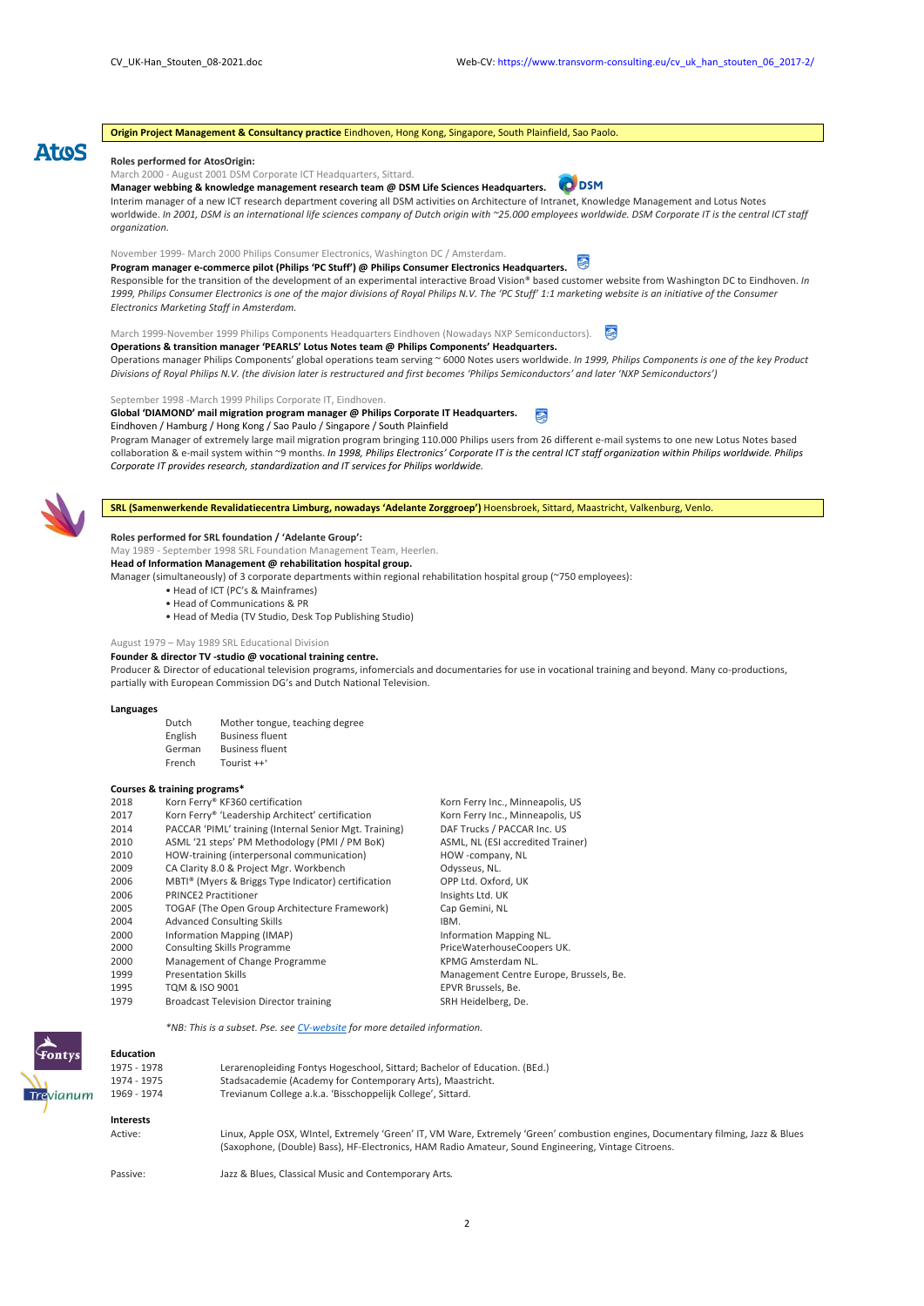**Origin Project Management & Consultancy practice** Eindhoven, Hong Kong, Singapore, South Plainfield, Sao Paolo.

**Roles performed for AtosOrigin:**

March 2000 - August 2001 DSM Corporate ICT Headquarters, Sittard.
**Manager webbing & knowledge management research team @ DSM Life Sciences Headquarters.**
Interim manager of a new ICT research department covering all DSM activities on Architecture of Intranet, Knowledge Management and Lotus Notes worldwide. *In 2001, DSM is an international life sciences company of Dutch origin with ~25.000 employees worldwide. DSM Corporate IT is the central ICT staff organization.*

November 1999- March 2000 Philips Consumer Electronics, Washington DC / Amsterdam.
**Program manager e-commerce pilot (Philips 'PC Stuff') @ Philips Consumer Electronics Headquarters.**
Responsible for the transition of the development of an experimental interactive Broad Vision® based customer website from Washington DC to Eindhoven. *In 1999, Philips Consumer Electronics is one of the major divisions of Royal Philips N.V. The 'PC Stuff' 1:1 marketing website is an initiative of the Consumer Electronics Marketing Staff in Amsterdam.*

March 1999-November 1999 Philips Components Headquarters Eindhoven (Nowadays NXP Semiconductors).
**Operations & transition manager 'PEARLS' Lotus Notes team @ Philips Components' Headquarters.**
Operations manager Philips Components' global operations team serving ~ 6000 Notes users worldwide. *In 1999, Philips Components is one of the key Product Divisions of Royal Philips N.V. (the division later is restructured and first becomes 'Philips Semiconductors' and later 'NXP Semiconductors')*

September 1998 -March 1999 Philips Corporate IT, Eindhoven.
**Global 'DIAMOND' mail migration program manager @ Philips Corporate IT Headquarters.**
Eindhoven / Hamburg / Hong Kong / Sao Paulo / Singapore / South Plainfield
Program Manager of extremely large mail migration program bringing 110.000 Philips users from 26 different e-mail systems to one new Lotus Notes based collaboration & e-mail system within ~9 months. *In 1998, Philips Electronics' Corporate IT is the central ICT staff organization within Philips worldwide. Philips Corporate IT provides research, standardization and IT services for Philips worldwide.*

**SRL (Samenwerkende Revalidatiecentra Limburg, nowadays 'Adelante Zorggroep')** Hoensbroek, Sittard, Maastricht, Valkenburg, Venlo.

**Roles performed for SRL foundation / 'Adelante Group':**

May 1989 - September 1998 SRL Foundation Management Team, Heerlen.
**Head of Information Management @ rehabilitation hospital group.**
Manager (simultaneously) of 3 corporate departments within regional rehabilitation hospital group (~750 employees):

- Head of ICT (PC's & Mainframes)
- Head of Communications & PR
- Head of Media (TV Studio, Desk Top Publishing Studio)

August 1979 – May 1989 SRL Educational Division
**Founder & director TV -studio @ vocational training centre.**
Producer & Director of educational television programs, infomercials and documentaries for use in vocational training and beyond. Many co-productions, partially with European Commission DG's and Dutch National Television.

**Languages**

| | |
|---|---|
| Dutch | Mother tongue, teaching degree |
| English | Business fluent |
| German | Business fluent |
| French | Tourist ++⁺ |

**Courses & training programs***

| | | |
|---|---|---|
| 2018 | Korn Ferry® KF360 certification | Korn Ferry Inc., Minneapolis, US |
| 2017 | Korn Ferry® 'Leadership Architect' certification | Korn Ferry Inc., Minneapolis, US |
| 2014 | PACCAR 'PIML' training (Internal Senior Mgt. Training) | DAF Trucks / PACCAR Inc. US |
| 2010 | ASML '21 steps' PM Methodology (PMI / PM BoK) | ASML, NL (ESI accredited Trainer) |
| 2010 | HOW-training (interpersonal communication) | HOW -company, NL |
| 2009 | CA Clarity 8.0 & Project Mgr. Workbench | Odysseus, NL. |
| 2006 | MBTI® (Myers & Briggs Type Indicator) certification | OPP Ltd. Oxford, UK |
| 2006 | PRINCE2 Practitioner | Insights Ltd. UK |
| 2005 | TOGAF (The Open Group Architecture Framework) | Cap Gemini, NL |
| 2004 | Advanced Consulting Skills | IBM. |
| 2000 | Information Mapping (IMAP) | Information Mapping NL. |
| 2000 | Consulting Skills Programme | PriceWaterhouseCoopers UK. |
| 2000 | Management of Change Programme | KPMG Amsterdam NL. |
| 1999 | Presentation Skills | Management Centre Europe, Brussels, Be. |
| 1995 | TQM & ISO 9001 | EPVR Brussels, Be. |
| 1979 | Broadcast Television Director training | SRH Heidelberg, De. |

*\*NB: This is a subset. Pse. see CV-website for more detailed information.*

**Education**

| | |
|---|---|
| 1975 - 1978 | Lerarenopleiding Fontys Hogeschool, Sittard; Bachelor of Education. (BEd.) |
| 1974 - 1975 | Stadsacademie (Academy for Contemporary Arts), Maastricht. |
| 1969 - 1974 | Trevianum College a.k.a. 'Bisschoppelijk College', Sittard. |

**Interests**

| | |
|---|---|
| Active: | Linux, Apple OSX, WIntel, Extremely 'Green' IT, VM Ware, Extremely 'Green' combustion engines, Documentary filming, Jazz & Blues (Saxophone, (Double) Bass), HF-Electronics, HAM Radio Amateur, Sound Engineering, Vintage Citroens. |
| Passive: | Jazz & Blues, Classical Music and Contemporary Arts. |